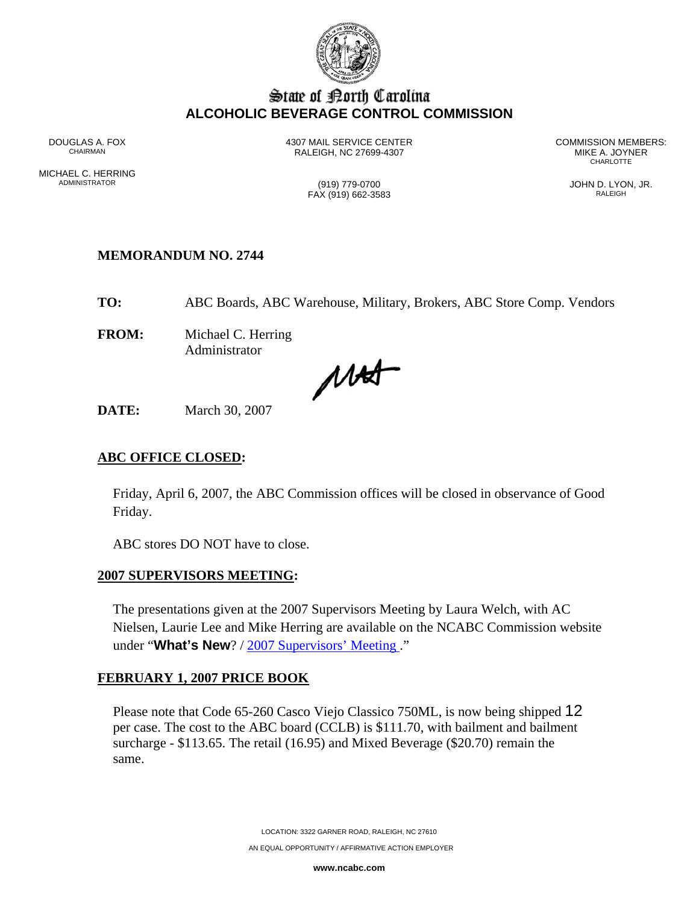# State of North Carolina
## ALCOHOLIC BEVERAGE CONTROL COMMISSION

DOUGLAS A. FOX
CHAIRMAN

MICHAEL C. HERRING
ADMINISTRATOR

4307 MAIL SERVICE CENTER
RALEIGH, NC 27699-4307

(919) 779-0700
FAX (919) 662-3583

COMMISSION MEMBERS:
MIKE A. JOYNER
CHARLOTTE

JOHN D. LYON, JR.
RALEIGH

**MEMORANDUM NO. 2744**

**TO:** ABC Boards, ABC Warehouse, Military, Brokers, ABC Store Comp. Vendors

**FROM:** Michael C. Herring
Administrator

**DATE:** March 30, 2007

**ABC OFFICE CLOSED:**

Friday, April 6, 2007, the ABC Commission offices will be closed in observance of Good Friday.

ABC stores DO NOT have to close.

**2007 SUPERVISORS MEETING:**

The presentations given at the 2007 Supervisors Meeting by Laura Welch, with AC Nielsen, Laurie Lee and Mike Herring are available on the NCABC Commission website under "**What's New**? / 2007 Supervisors' Meeting ."

**FEBRUARY 1, 2007 PRICE BOOK**

Please note that Code 65-260 Casco Viejo Classico 750ML, is now being shipped 12 per case. The cost to the ABC board (CCLB) is $111.70, with bailment and bailment surcharge - $113.65. The retail (16.95) and Mixed Beverage ($20.70) remain the same.

LOCATION: 3322 GARNER ROAD, RALEIGH, NC 27610

AN EQUAL OPPORTUNITY / AFFIRMATIVE ACTION EMPLOYER

www.ncabc.com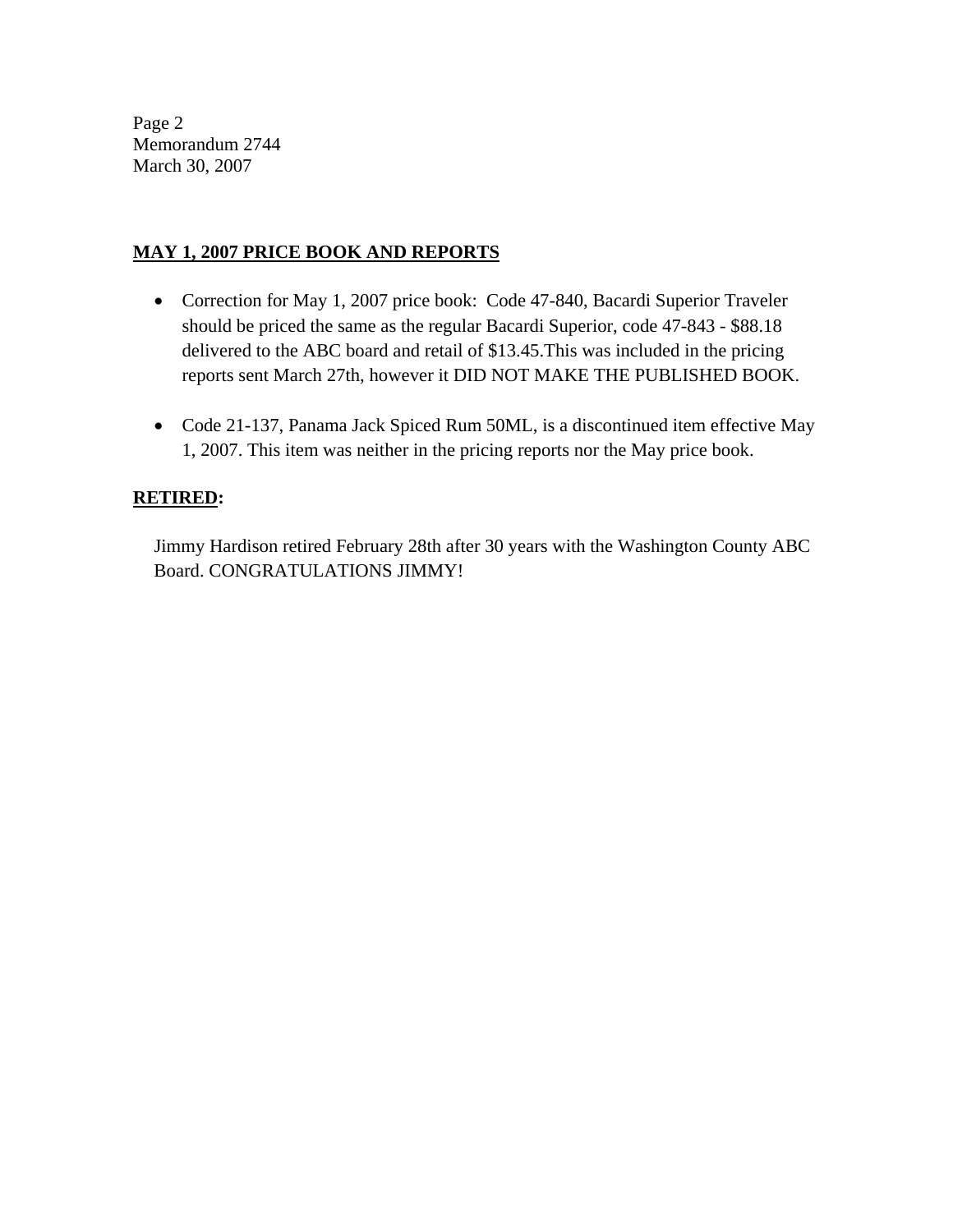Page 2
Memorandum 2744
March 30, 2007

**MAY 1, 2007 PRICE BOOK AND REPORTS**

- Correction for May 1, 2007 price book: Code 47-840, Bacardi Superior Traveler should be priced the same as the regular Bacardi Superior, code 47-843 - $88.18 delivered to the ABC board and retail of $13.45.This was included in the pricing reports sent March 27th, however it DID NOT MAKE THE PUBLISHED BOOK.

- Code 21-137, Panama Jack Spiced Rum 50ML, is a discontinued item effective May 1, 2007. This item was neither in the pricing reports nor the May price book.

**RETIRED:**

Jimmy Hardison retired February 28th after 30 years with the Washington County ABC Board. CONGRATULATIONS JIMMY!